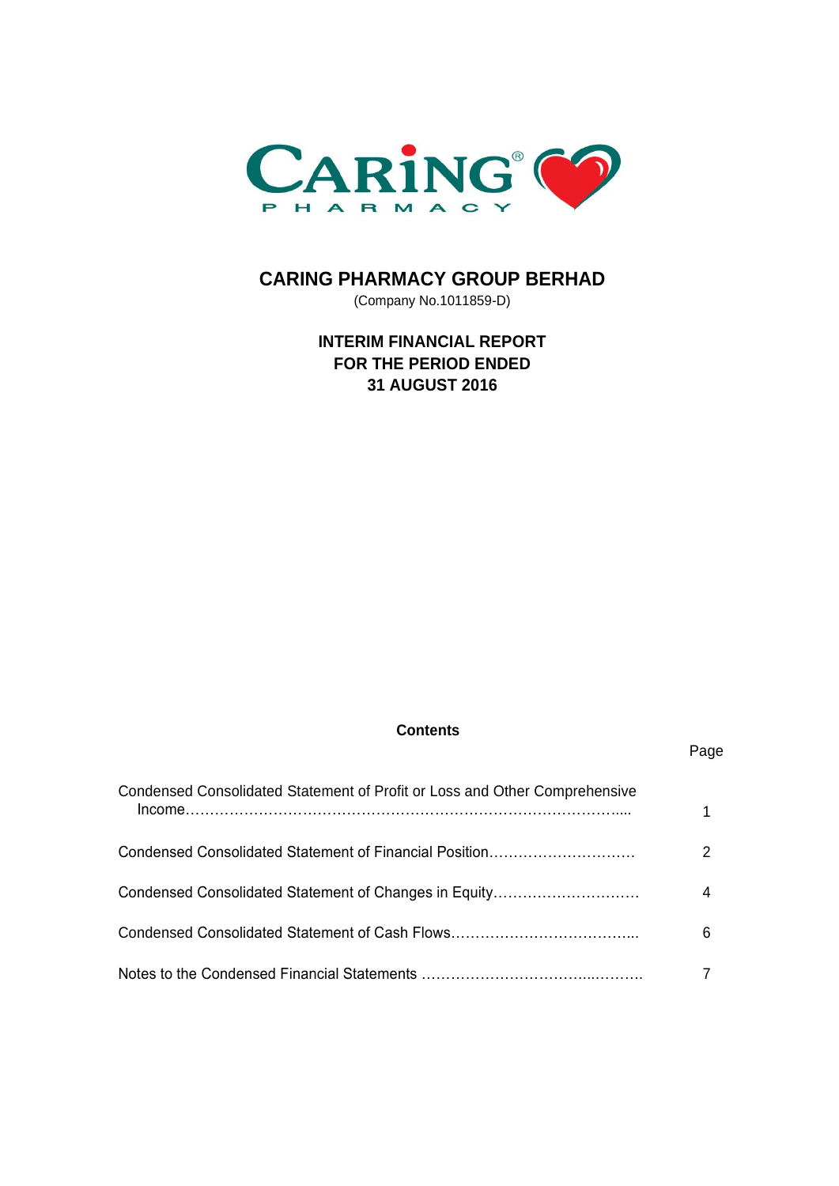# CARING PHARMACY GROUP BERHAD

(Company No.1011859-D)

## INTERIM FINANCIAL REPORT
## FOR THE PERIOD ENDED
## 31 AUGUST 2016

**Contents**

| | Page |
|---|---|
| Condensed Consolidated Statement of Profit or Loss and Other Comprehensive Income………………………………………………………………………….... | 1 |
| Condensed Consolidated Statement of Financial Position………………………… | 2 |
| Condensed Consolidated Statement of Changes in Equity………………………… | 4 |
| Condensed Consolidated Statement of Cash Flows……………………………….... | 6 |
| Notes to the Condensed Financial Statements ……………………………...………. | 7 |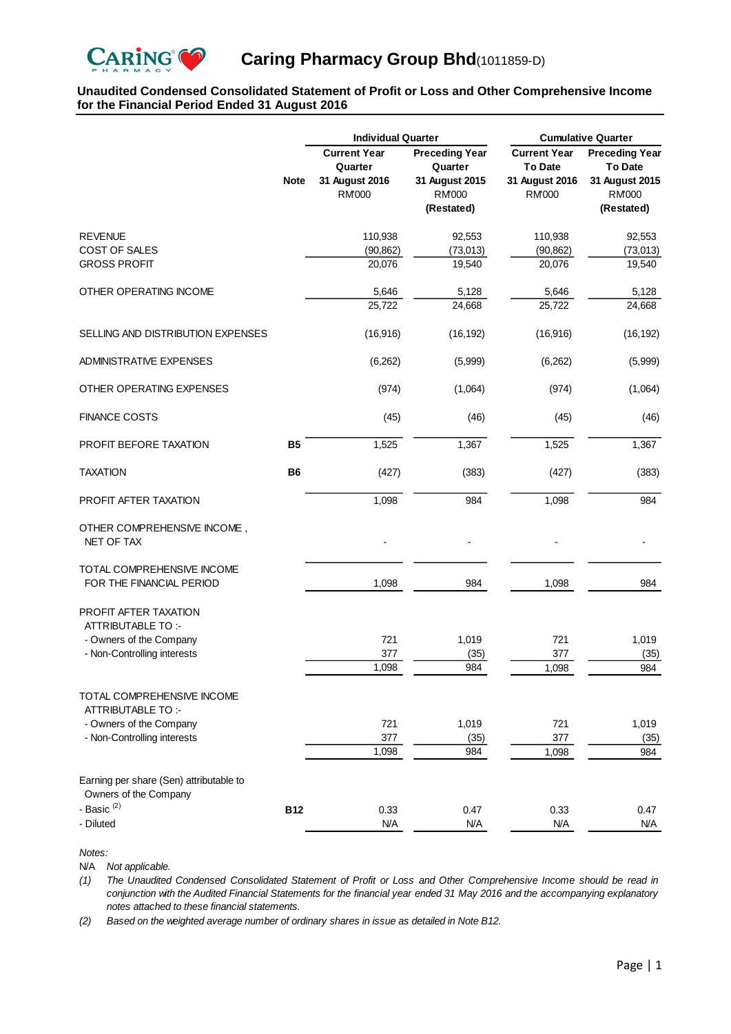# Caring Pharmacy Group Bhd(1011859-D)

**Unaudited Condensed Consolidated Statement of Profit or Loss and Other Comprehensive Income for the Financial Period Ended 31 August 2016**

| | Note | Individual Quarter | | Cumulative Quarter | |
|---|---|---|---|---|---|
| | | **Current Year Quarter 31 August 2016 RM'000** | **Preceding Year Quarter 31 August 2015 RM'000 (Restated)** | **Current Year To Date 31 August 2016 RM'000** | **Preceding Year To Date 31 August 2015 RM'000 (Restated)** |
| REVENUE | | 110,938 | 92,553 | 110,938 | 92,553 |
| COST OF SALES | | (90,862) | (73,013) | (90,862) | (73,013) |
| GROSS PROFIT | | 20,076 | 19,540 | 20,076 | 19,540 |
| OTHER OPERATING INCOME | | 5,646 | 5,128 | 5,646 | 5,128 |
| | | 25,722 | 24,668 | 25,722 | 24,668 |
| SELLING AND DISTRIBUTION EXPENSES | | (16,916) | (16,192) | (16,916) | (16,192) |
| ADMINISTRATIVE EXPENSES | | (6,262) | (5,999) | (6,262) | (5,999) |
| OTHER OPERATING EXPENSES | | (974) | (1,064) | (974) | (1,064) |
| FINANCE COSTS | | (45) | (46) | (45) | (46) |
| PROFIT BEFORE TAXATION | B5 | 1,525 | 1,367 | 1,525 | 1,367 |
| TAXATION | B6 | (427) | (383) | (427) | (383) |
| PROFIT AFTER TAXATION | | 1,098 | 984 | 1,098 | 984 |
| OTHER COMPREHENSIVE INCOME, NET OF TAX | | - | - | - | - |
| TOTAL COMPREHENSIVE INCOME FOR THE FINANCIAL PERIOD | | 1,098 | 984 | 1,098 | 984 |
| PROFIT AFTER TAXATION ATTRIBUTABLE TO :- | | | | | |
| - Owners of the Company | | 721 | 1,019 | 721 | 1,019 |
| - Non-Controlling interests | | 377 | (35) | 377 | (35) |
| | | 1,098 | 984 | 1,098 | 984 |
| TOTAL COMPREHENSIVE INCOME ATTRIBUTABLE TO :- | | | | | |
| - Owners of the Company | | 721 | 1,019 | 721 | 1,019 |
| - Non-Controlling interests | | 377 | (35) | 377 | (35) |
| | | 1,098 | 984 | 1,098 | 984 |
| Earning per share (Sen) attributable to Owners of the Company | | | | | |
| - Basic (2) | B12 | 0.33 | 0.47 | 0.33 | 0.47 |
| - Diluted | | N/A | N/A | N/A | N/A |

*Notes:*

N/A *Not applicable.*

*(1) The Unaudited Condensed Consolidated Statement of Profit or Loss and Other Comprehensive Income should be read in conjunction with the Audited Financial Statements for the financial year ended 31 May 2016 and the accompanying explanatory notes attached to these financial statements.*

*(2) Based on the weighted average number of ordinary shares in issue as detailed in Note B12.*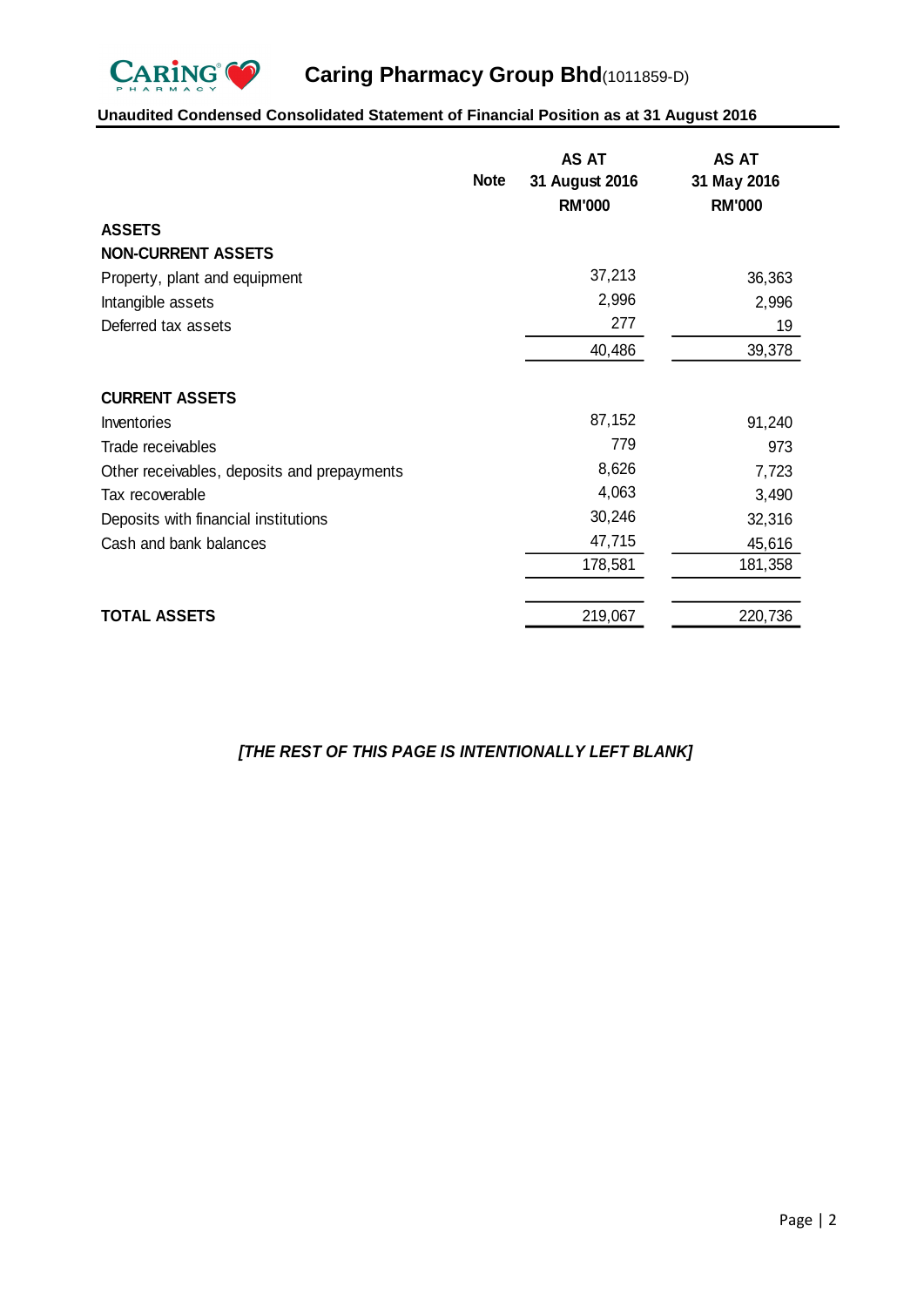# Caring Pharmacy Group Bhd(1011859-D)

**Unaudited Condensed Consolidated Statement of Financial Position as at 31 August 2016**

| | Note | AS AT 31 August 2016 RM'000 | AS AT 31 May 2016 RM'000 |
|---|---|---|---|
| **ASSETS** | | | |
| **NON-CURRENT ASSETS** | | | |
| Property, plant and equipment | | 37,213 | 36,363 |
| Intangible assets | | 2,996 | 2,996 |
| Deferred tax assets | | 277 | 19 |
| | | 40,486 | 39,378 |
| **CURRENT ASSETS** | | | |
| Inventories | | 87,152 | 91,240 |
| Trade receivables | | 779 | 973 |
| Other receivables, deposits and prepayments | | 8,626 | 7,723 |
| Tax recoverable | | 4,063 | 3,490 |
| Deposits with financial institutions | | 30,246 | 32,316 |
| Cash and bank balances | | 47,715 | 45,616 |
| | | 178,581 | 181,358 |
| **TOTAL ASSETS** | | 219,067 | 220,736 |

***[THE REST OF THIS PAGE IS INTENTIONALLY LEFT BLANK]***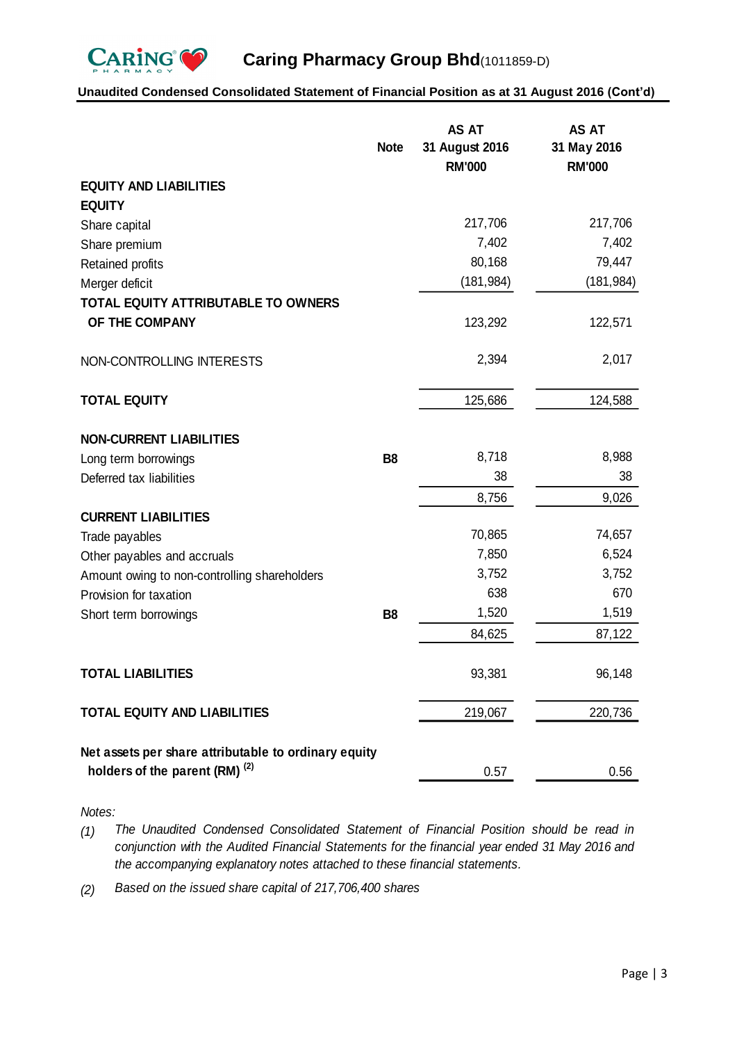## Caring Pharmacy Group Bhd(1011859-D)

**Unaudited Condensed Consolidated Statement of Financial Position as at 31 August 2016 (Cont'd)**

| | Note | AS AT 31 August 2016 RM'000 | AS AT 31 May 2016 RM'000 |
|---|---|---|---|
| **EQUITY AND LIABILITIES** | | | |
| **EQUITY** | | | |
| Share capital | | 217,706 | 217,706 |
| Share premium | | 7,402 | 7,402 |
| Retained profits | | 80,168 | 79,447 |
| Merger deficit | | (181,984) | (181,984) |
| **TOTAL EQUITY ATTRIBUTABLE TO OWNERS OF THE COMPANY** | | 123,292 | 122,571 |
| NON-CONTROLLING INTERESTS | | 2,394 | 2,017 |
| **TOTAL EQUITY** | | 125,686 | 124,588 |
| **NON-CURRENT LIABILITIES** | | | |
| Long term borrowings | **B8** | 8,718 | 8,988 |
| Deferred tax liabilities | | 38 | 38 |
| | | 8,756 | 9,026 |
| **CURRENT LIABILITIES** | | | |
| Trade payables | | 70,865 | 74,657 |
| Other payables and accruals | | 7,850 | 6,524 |
| Amount owing to non-controlling shareholders | | 3,752 | 3,752 |
| Provision for taxation | | 638 | 670 |
| Short term borrowings | **B8** | 1,520 | 1,519 |
| | | 84,625 | 87,122 |
| **TOTAL LIABILITIES** | | 93,381 | 96,148 |
| **TOTAL EQUITY AND LIABILITIES** | | 219,067 | 220,736 |
| **Net assets per share attributable to ordinary equity holders of the parent (RM)** [(2)] | | 0.57 | 0.56 |

*Notes:*

*(1) The Unaudited Condensed Consolidated Statement of Financial Position should be read in conjunction with the Audited Financial Statements for the financial year ended 31 May 2016 and the accompanying explanatory notes attached to these financial statements.*

*(2) Based on the issued share capital of 217,706,400 shares*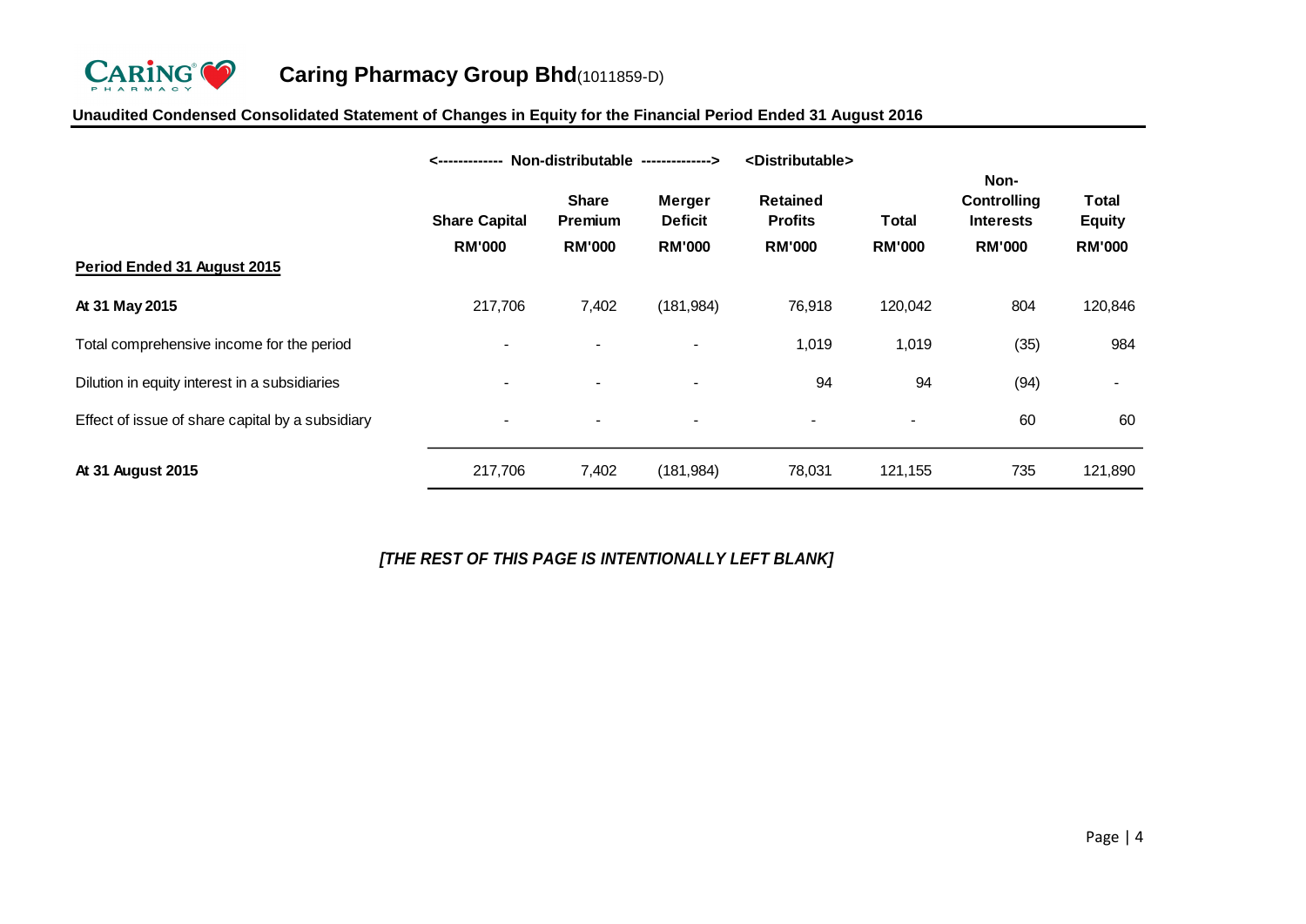**Caring Pharmacy Group Bhd**(1011859-D)

**Unaudited Condensed Consolidated Statement of Changes in Equity for the Financial Period Ended 31 August 2016**

| | <------------- Non-distributable | -------------> | | <Distributable> | | | |
|---|---|---|---|---|---|---|---|
| | **Share Capital** | **Share Premium** | **Merger Deficit** | **Retained Profits** | **Total** | **Non-Controlling Interests** | **Total Equity** |
| | **RM'000** | **RM'000** | **RM'000** | **RM'000** | **RM'000** | **RM'000** | **RM'000** |
| **Period Ended 31 August 2015** | | | | | | | |
| **At 31 May 2015** | 217,706 | 7,402 | (181,984) | 76,918 | 120,042 | 804 | 120,846 |
| Total comprehensive income for the period | - | - | - | 1,019 | 1,019 | (35) | 984 |
| Dilution in equity interest in a subsidiaries | - | - | - | 94 | 94 | (94) | - |
| Effect of issue of share capital by a subsidiary | - | - | - | - | - | 60 | 60 |
| **At 31 August 2015** | 217,706 | 7,402 | (181,984) | 78,031 | 121,155 | 735 | 121,890 |

*[THE REST OF THIS PAGE IS INTENTIONALLY LEFT BLANK]*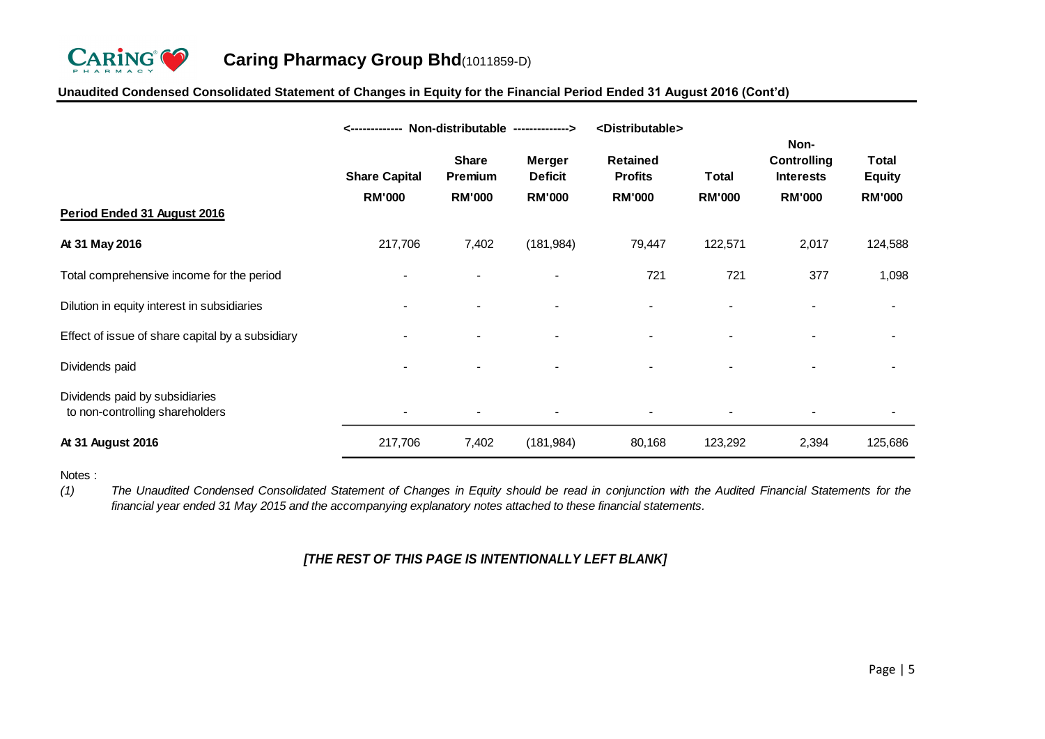## Caring Pharmacy Group Bhd(1011859-D)

**Unaudited Condensed Consolidated Statement of Changes in Equity for the Financial Period Ended 31 August 2016 (Cont'd)**

| | <------------- Non-distributable -------------> | | | <Distributable> | | | |
|---|---|---|---|---|---|---|---|
| | **Share Capital** | **Share Premium** | **Merger Deficit** | **Retained Profits** | **Total** | **Non-Controlling Interests** | **Total Equity** |
| | **RM'000** | **RM'000** | **RM'000** | **RM'000** | **RM'000** | **RM'000** | **RM'000** |
| **Period Ended 31 August 2016** | | | | | | | |
| **At 31 May 2016** | 217,706 | 7,402 | (181,984) | 79,447 | 122,571 | 2,017 | 124,588 |
| Total comprehensive income for the period | - | - | - | 721 | 721 | 377 | 1,098 |
| Dilution in equity interest in subsidiaries | - | - | - | - | - | - | - |
| Effect of issue of share capital by a subsidiary | - | - | - | - | - | - | - |
| Dividends paid | - | - | - | - | - | - | - |
| Dividends paid by subsidiaries to non-controlling shareholders | - | - | - | - | - | - | - |
| **At 31 August 2016** | 217,706 | 7,402 | (181,984) | 80,168 | 123,292 | 2,394 | 125,686 |

Notes :

*(1) The Unaudited Condensed Consolidated Statement of Changes in Equity should be read in conjunction with the Audited Financial Statements for the financial year ended 31 May 2015 and the accompanying explanatory notes attached to these financial statements.*

***[THE REST OF THIS PAGE IS INTENTIONALLY LEFT BLANK]***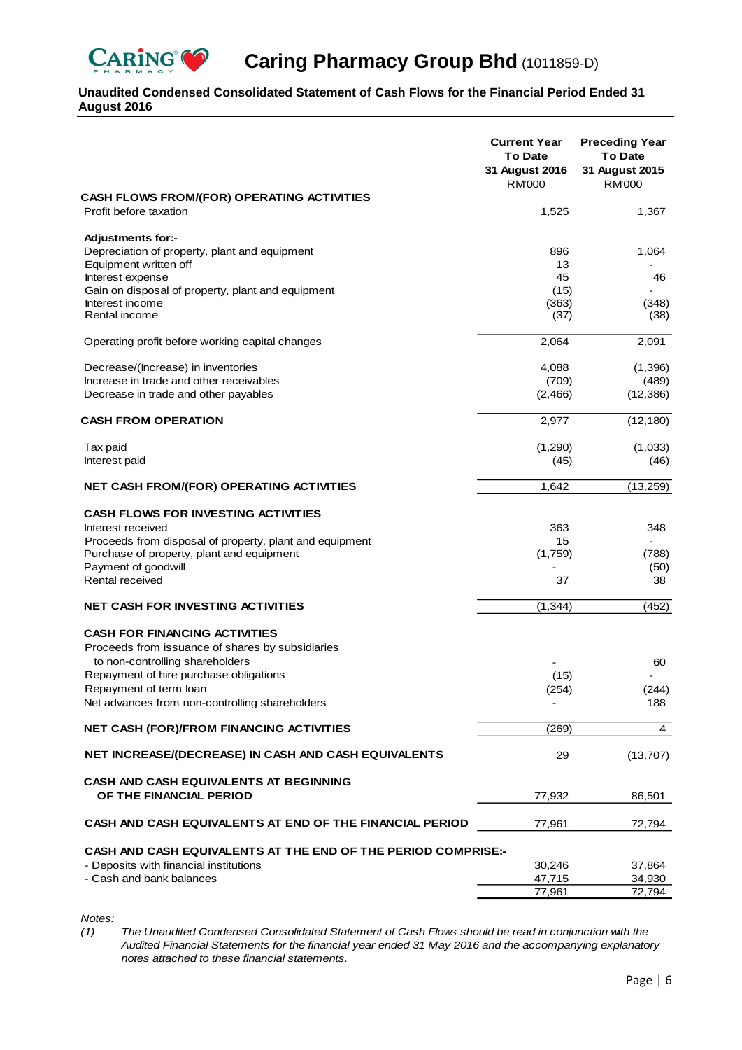# Caring Pharmacy Group Bhd (1011859-D)

**Unaudited Condensed Consolidated Statement of Cash Flows for the Financial Period Ended 31 August 2016**

| | Current Year To Date 31 August 2016 RM'000 | Preceding Year To Date 31 August 2015 RM'000 |
|---|---|---|
| **CASH FLOWS FROM/(FOR) OPERATING ACTIVITIES** | | |
| Profit before taxation | 1,525 | 1,367 |
| | | |
| **Adjustments for:-** | | |
| Depreciation of property, plant and equipment | 896 | 1,064 |
| Equipment written off | 13 | - |
| Interest expense | 45 | 46 |
| Gain on disposal of property, plant and equipment | (15) | - |
| Interest income | (363) | (348) |
| Rental income | (37) | (38) |
| | | |
| Operating profit before working capital changes | 2,064 | 2,091 |
| | | |
| Decrease/(Increase) in inventories | 4,088 | (1,396) |
| Increase in trade and other receivables | (709) | (489) |
| Decrease in trade and other payables | (2,466) | (12,386) |
| | | |
| **CASH FROM OPERATION** | 2,977 | (12,180) |
| | | |
| Tax paid | (1,290) | (1,033) |
| Interest paid | (45) | (46) |
| | | |
| **NET CASH FROM/(FOR) OPERATING ACTIVITIES** | 1,642 | (13,259) |
| | | |
| **CASH FLOWS FOR INVESTING ACTIVITIES** | | |
| Interest received | 363 | 348 |
| Proceeds from disposal of property, plant and equipment | 15 | - |
| Purchase of property, plant and equipment | (1,759) | (788) |
| Payment of goodwill | - | (50) |
| Rental received | 37 | 38 |
| | | |
| **NET CASH FOR INVESTING ACTIVITIES** | (1,344) | (452) |
| | | |
| **CASH FOR FINANCING ACTIVITIES** | | |
| Proceeds from issuance of shares by subsidiaries to non-controlling shareholders | - | 60 |
| Repayment of hire purchase obligations | (15) | - |
| Repayment of term loan | (254) | (244) |
| Net advances from non-controlling shareholders | - | 188 |
| | | |
| **NET CASH (FOR)/FROM FINANCING ACTIVITIES** | (269) | 4 |
| | | |
| **NET INCREASE/(DECREASE) IN CASH AND CASH EQUIVALENTS** | 29 | (13,707) |
| | | |
| **CASH AND CASH EQUIVALENTS AT BEGINNING OF THE FINANCIAL PERIOD** | 77,932 | 86,501 |
| | | |
| **CASH AND CASH EQUIVALENTS AT END OF THE FINANCIAL PERIOD** | 77,961 | 72,794 |
| | | |
| **CASH AND CASH EQUIVALENTS AT THE END OF THE PERIOD COMPRISE:-** | | |
| - Deposits with financial institutions | 30,246 | 37,864 |
| - Cash and bank balances | 47,715 | 34,930 |
| | 77,961 | 72,794 |

*Notes:*

*(1) The Unaudited Condensed Consolidated Statement of Cash Flows should be read in conjunction with the Audited Financial Statements for the financial year ended 31 May 2016 and the accompanying explanatory notes attached to these financial statements.*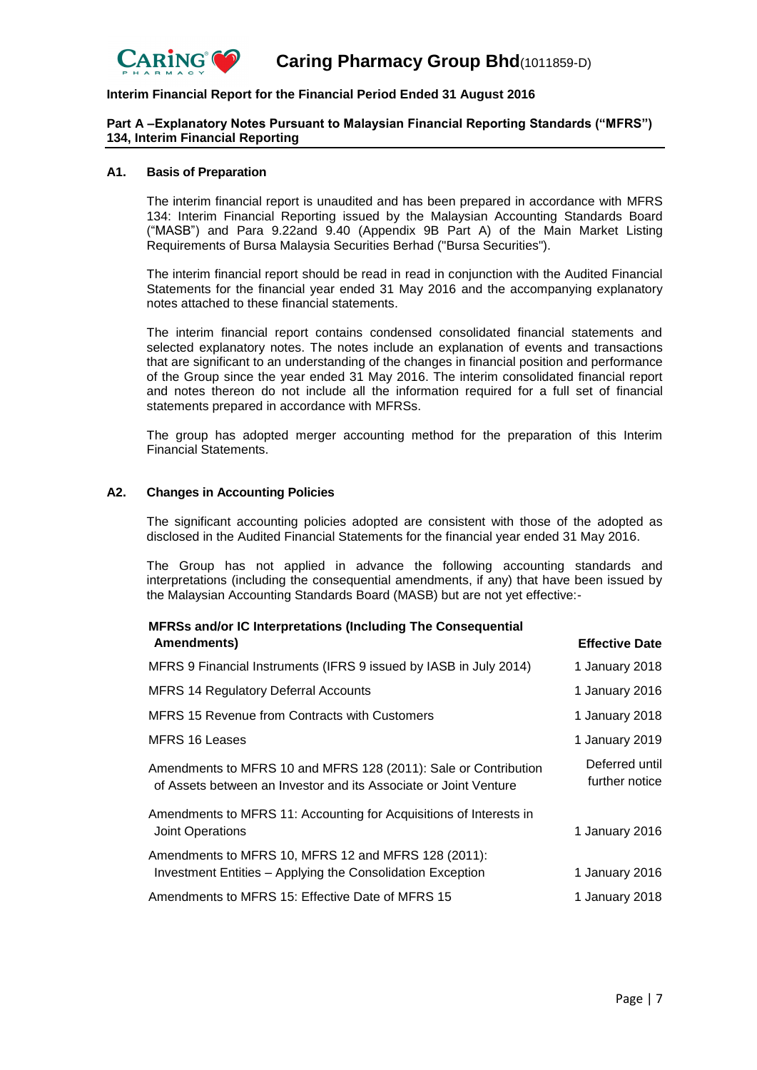**Caring Pharmacy Group Bhd**(1011859-D)

**Interim Financial Report for the Financial Period Ended 31 August 2016**

**Part A –Explanatory Notes Pursuant to Malaysian Financial Reporting Standards ("MFRS") 134, Interim Financial Reporting**

**A1. Basis of Preparation**

The interim financial report is unaudited and has been prepared in accordance with MFRS 134: Interim Financial Reporting issued by the Malaysian Accounting Standards Board ("MASB") and Para 9.22and 9.40 (Appendix 9B Part A) of the Main Market Listing Requirements of Bursa Malaysia Securities Berhad ("Bursa Securities").

The interim financial report should be read in read in conjunction with the Audited Financial Statements for the financial year ended 31 May 2016 and the accompanying explanatory notes attached to these financial statements.

The interim financial report contains condensed consolidated financial statements and selected explanatory notes. The notes include an explanation of events and transactions that are significant to an understanding of the changes in financial position and performance of the Group since the year ended 31 May 2016. The interim consolidated financial report and notes thereon do not include all the information required for a full set of financial statements prepared in accordance with MFRSs.

The group has adopted merger accounting method for the preparation of this Interim Financial Statements.

**A2. Changes in Accounting Policies**

The significant accounting policies adopted are consistent with those of the adopted as disclosed in the Audited Financial Statements for the financial year ended 31 May 2016.

The Group has not applied in advance the following accounting standards and interpretations (including the consequential amendments, if any) that have been issued by the Malaysian Accounting Standards Board (MASB) but are not yet effective:-

| MFRSs and/or IC Interpretations (Including The Consequential Amendments) | Effective Date |
|---|---|
| MFRS 9 Financial Instruments (IFRS 9 issued by IASB in July 2014) | 1 January 2018 |
| MFRS 14 Regulatory Deferral Accounts | 1 January 2016 |
| MFRS 15 Revenue from Contracts with Customers | 1 January 2018 |
| MFRS 16 Leases | 1 January 2019 |
| Amendments to MFRS 10 and MFRS 128 (2011): Sale or Contribution of Assets between an Investor and its Associate or Joint Venture | Deferred until further notice |
| Amendments to MFRS 11: Accounting for Acquisitions of Interests in Joint Operations | 1 January 2016 |
| Amendments to MFRS 10, MFRS 12 and MFRS 128 (2011): Investment Entities – Applying the Consolidation Exception | 1 January 2016 |
| Amendments to MFRS 15: Effective Date of MFRS 15 | 1 January 2018 |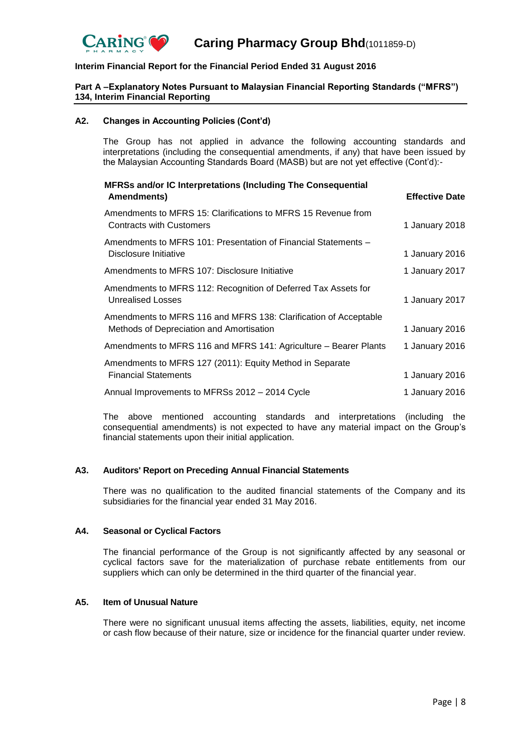### A2. Changes in Accounting Policies (Cont'd)

The Group has not applied in advance the following accounting standards and interpretations (including the consequential amendments, if any) that have been issued by the Malaysian Accounting Standards Board (MASB) but are not yet effective (Cont'd):-

| MFRSs and/or IC Interpretations (Including The Consequential Amendments) | Effective Date |
|---|---|
| Amendments to MFRS 15: Clarifications to MFRS 15 Revenue from Contracts with Customers | 1 January 2018 |
| Amendments to MFRS 101: Presentation of Financial Statements – Disclosure Initiative | 1 January 2016 |
| Amendments to MFRS 107: Disclosure Initiative | 1 January 2017 |
| Amendments to MFRS 112: Recognition of Deferred Tax Assets for Unrealised Losses | 1 January 2017 |
| Amendments to MFRS 116 and MFRS 138: Clarification of Acceptable Methods of Depreciation and Amortisation | 1 January 2016 |
| Amendments to MFRS 116 and MFRS 141: Agriculture – Bearer Plants | 1 January 2016 |
| Amendments to MFRS 127 (2011): Equity Method in Separate Financial Statements | 1 January 2016 |
| Annual Improvements to MFRSs 2012 – 2014 Cycle | 1 January 2016 |

The above mentioned accounting standards and interpretations (including the consequential amendments) is not expected to have any material impact on the Group's financial statements upon their initial application.

### A3. Auditors' Report on Preceding Annual Financial Statements

There was no qualification to the audited financial statements of the Company and its subsidiaries for the financial year ended 31 May 2016.

### A4. Seasonal or Cyclical Factors

The financial performance of the Group is not significantly affected by any seasonal or cyclical factors save for the materialization of purchase rebate entitlements from our suppliers which can only be determined in the third quarter of the financial year.

### A5. Item of Unusual Nature

There were no significant unusual items affecting the assets, liabilities, equity, net income or cash flow because of their nature, size or incidence for the financial quarter under review.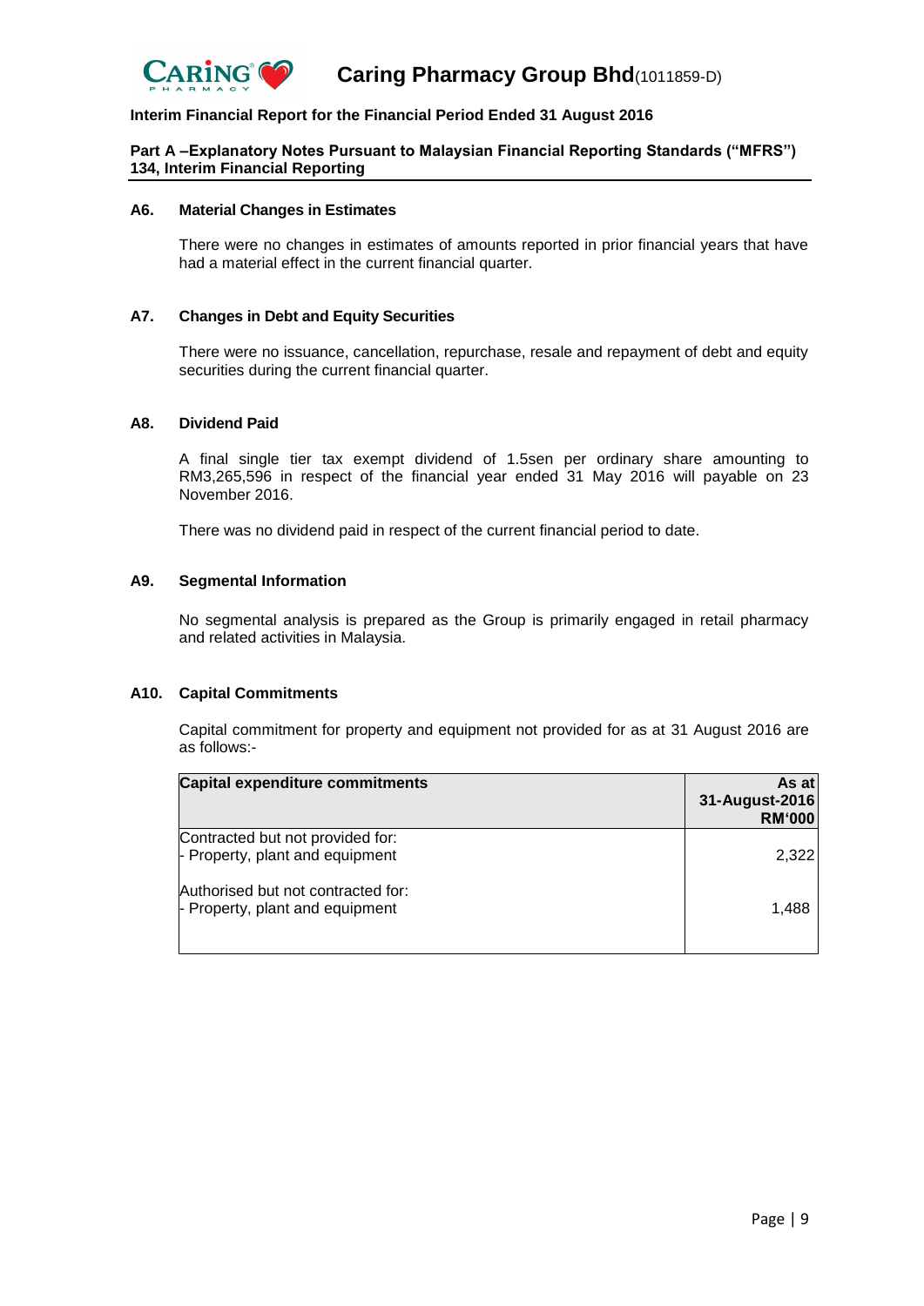Caring Pharmacy Group Bhd(1011859-D)

**Interim Financial Report for the Financial Period Ended 31 August 2016**

**Part A –Explanatory Notes Pursuant to Malaysian Financial Reporting Standards ("MFRS") 134, Interim Financial Reporting**

### A6. Material Changes in Estimates

There were no changes in estimates of amounts reported in prior financial years that have had a material effect in the current financial quarter.

### A7. Changes in Debt and Equity Securities

There were no issuance, cancellation, repurchase, resale and repayment of debt and equity securities during the current financial quarter.

### A8. Dividend Paid

A final single tier tax exempt dividend of 1.5sen per ordinary share amounting to RM3,265,596 in respect of the financial year ended 31 May 2016 will payable on 23 November 2016.

There was no dividend paid in respect of the current financial period to date.

### A9. Segmental Information

No segmental analysis is prepared as the Group is primarily engaged in retail pharmacy and related activities in Malaysia.

### A10. Capital Commitments

Capital commitment for property and equipment not provided for as at 31 August 2016 are as follows:-

| Capital expenditure commitments | As at 31-August-2016 RM'000 |
|---|---|
| Contracted but not provided for:<br>- Property, plant and equipment | 2,322 |
| Authorised but not contracted for:<br>- Property, plant and equipment | 1,488 |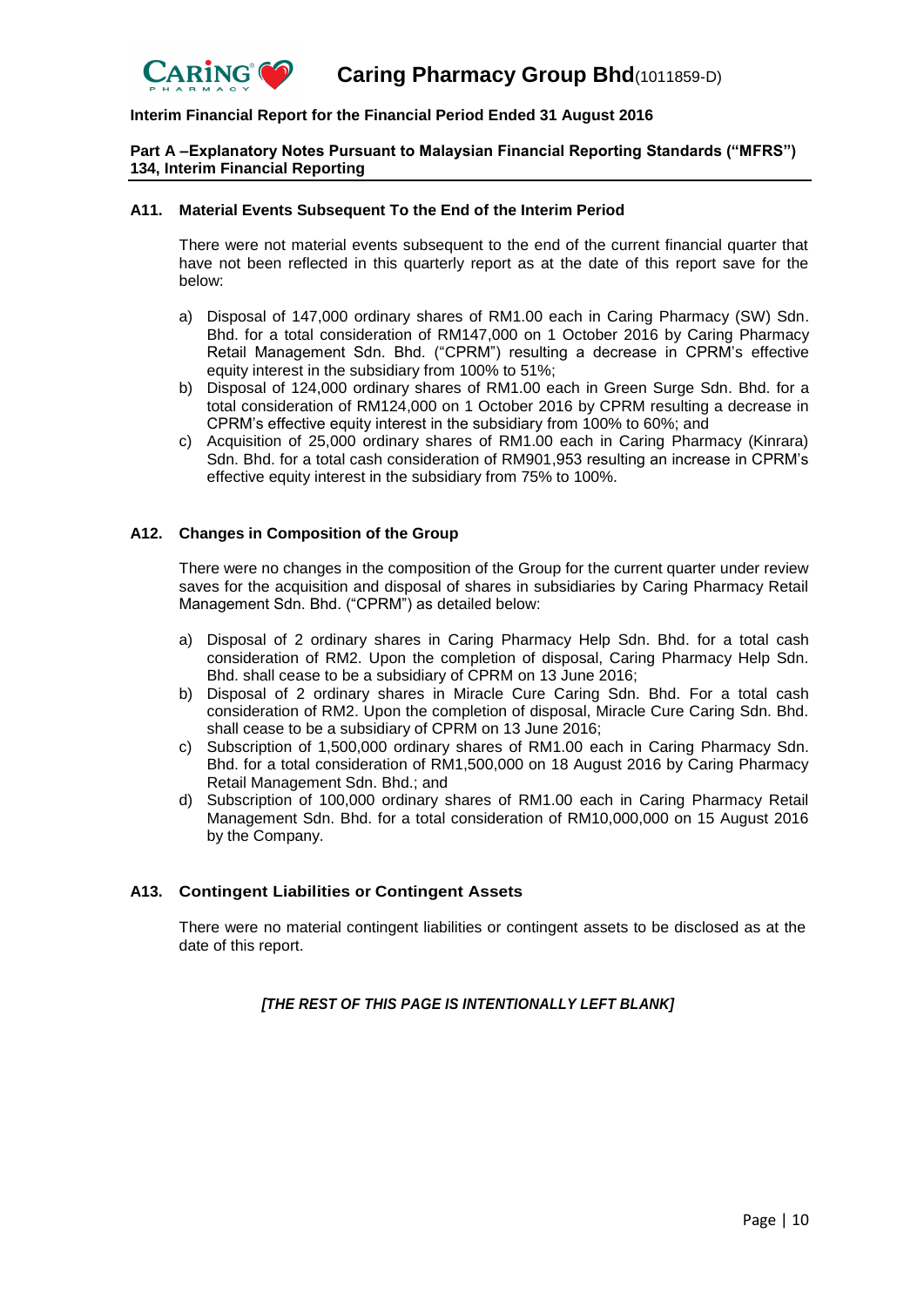**Interim Financial Report for the Financial Period Ended 31 August 2016**

**Part A –Explanatory Notes Pursuant to Malaysian Financial Reporting Standards ("MFRS") 134, Interim Financial Reporting**

**A11. Material Events Subsequent To the End of the Interim Period**

There were not material events subsequent to the end of the current financial quarter that have not been reflected in this quarterly report as at the date of this report save for the below:

a) Disposal of 147,000 ordinary shares of RM1.00 each in Caring Pharmacy (SW) Sdn. Bhd. for a total consideration of RM147,000 on 1 October 2016 by Caring Pharmacy Retail Management Sdn. Bhd. ("CPRM") resulting a decrease in CPRM's effective equity interest in the subsidiary from 100% to 51%;
b) Disposal of 124,000 ordinary shares of RM1.00 each in Green Surge Sdn. Bhd. for a total consideration of RM124,000 on 1 October 2016 by CPRM resulting a decrease in CPRM's effective equity interest in the subsidiary from 100% to 60%; and
c) Acquisition of 25,000 ordinary shares of RM1.00 each in Caring Pharmacy (Kinrara) Sdn. Bhd. for a total cash consideration of RM901,953 resulting an increase in CPRM's effective equity interest in the subsidiary from 75% to 100%.

**A12. Changes in Composition of the Group**

There were no changes in the composition of the Group for the current quarter under review saves for the acquisition and disposal of shares in subsidiaries by Caring Pharmacy Retail Management Sdn. Bhd. ("CPRM") as detailed below:

a) Disposal of 2 ordinary shares in Caring Pharmacy Help Sdn. Bhd. for a total cash consideration of RM2. Upon the completion of disposal, Caring Pharmacy Help Sdn. Bhd. shall cease to be a subsidiary of CPRM on 13 June 2016;
b) Disposal of 2 ordinary shares in Miracle Cure Caring Sdn. Bhd. For a total cash consideration of RM2. Upon the completion of disposal, Miracle Cure Caring Sdn. Bhd. shall cease to be a subsidiary of CPRM on 13 June 2016;
c) Subscription of 1,500,000 ordinary shares of RM1.00 each in Caring Pharmacy Sdn. Bhd. for a total consideration of RM1,500,000 on 18 August 2016 by Caring Pharmacy Retail Management Sdn. Bhd.; and
d) Subscription of 100,000 ordinary shares of RM1.00 each in Caring Pharmacy Retail Management Sdn. Bhd. for a total consideration of RM10,000,000 on 15 August 2016 by the Company.

**A13. Contingent Liabilities or Contingent Assets**

There were no material contingent liabilities or contingent assets to be disclosed as at the date of this report.

***[THE REST OF THIS PAGE IS INTENTIONALLY LEFT BLANK]***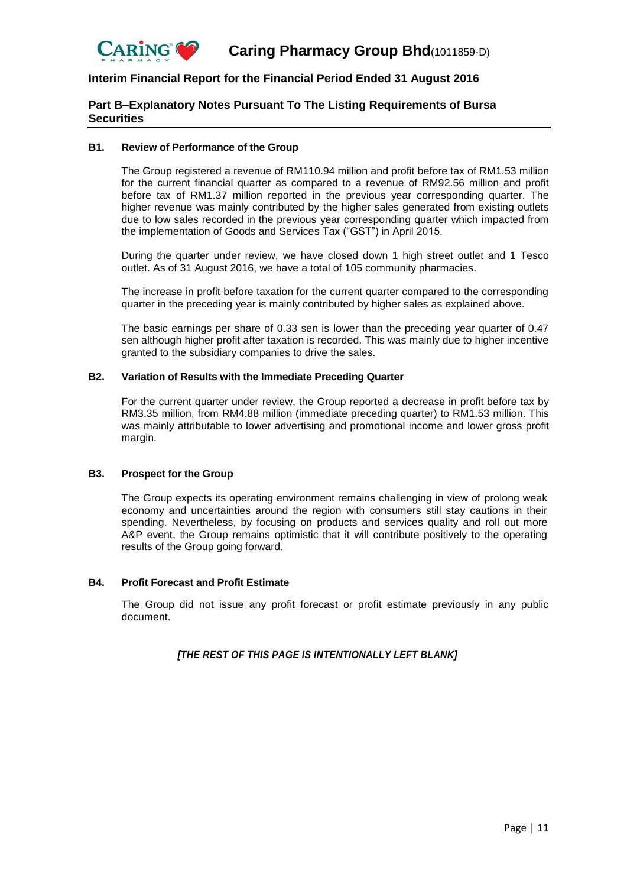## Part B–Explanatory Notes Pursuant To The Listing Requirements of Bursa Securities

### B1. Review of Performance of the Group

The Group registered a revenue of RM110.94 million and profit before tax of RM1.53 million for the current financial quarter as compared to a revenue of RM92.56 million and profit before tax of RM1.37 million reported in the previous year corresponding quarter. The higher revenue was mainly contributed by the higher sales generated from existing outlets due to low sales recorded in the previous year corresponding quarter which impacted from the implementation of Goods and Services Tax ("GST") in April 2015.

During the quarter under review, we have closed down 1 high street outlet and 1 Tesco outlet. As of 31 August 2016, we have a total of 105 community pharmacies.

The increase in profit before taxation for the current quarter compared to the corresponding quarter in the preceding year is mainly contributed by higher sales as explained above.

The basic earnings per share of 0.33 sen is lower than the preceding year quarter of 0.47 sen although higher profit after taxation is recorded. This was mainly due to higher incentive granted to the subsidiary companies to drive the sales.

### B2. Variation of Results with the Immediate Preceding Quarter

For the current quarter under review, the Group reported a decrease in profit before tax by RM3.35 million, from RM4.88 million (immediate preceding quarter) to RM1.53 million. This was mainly attributable to lower advertising and promotional income and lower gross profit margin.

### B3. Prospect for the Group

The Group expects its operating environment remains challenging in view of prolong weak economy and uncertainties around the region with consumers still stay cautions in their spending. Nevertheless, by focusing on products and services quality and roll out more A&P event, the Group remains optimistic that it will contribute positively to the operating results of the Group going forward.

### B4. Profit Forecast and Profit Estimate

The Group did not issue any profit forecast or profit estimate previously in any public document.

***[THE REST OF THIS PAGE IS INTENTIONALLY LEFT BLANK]***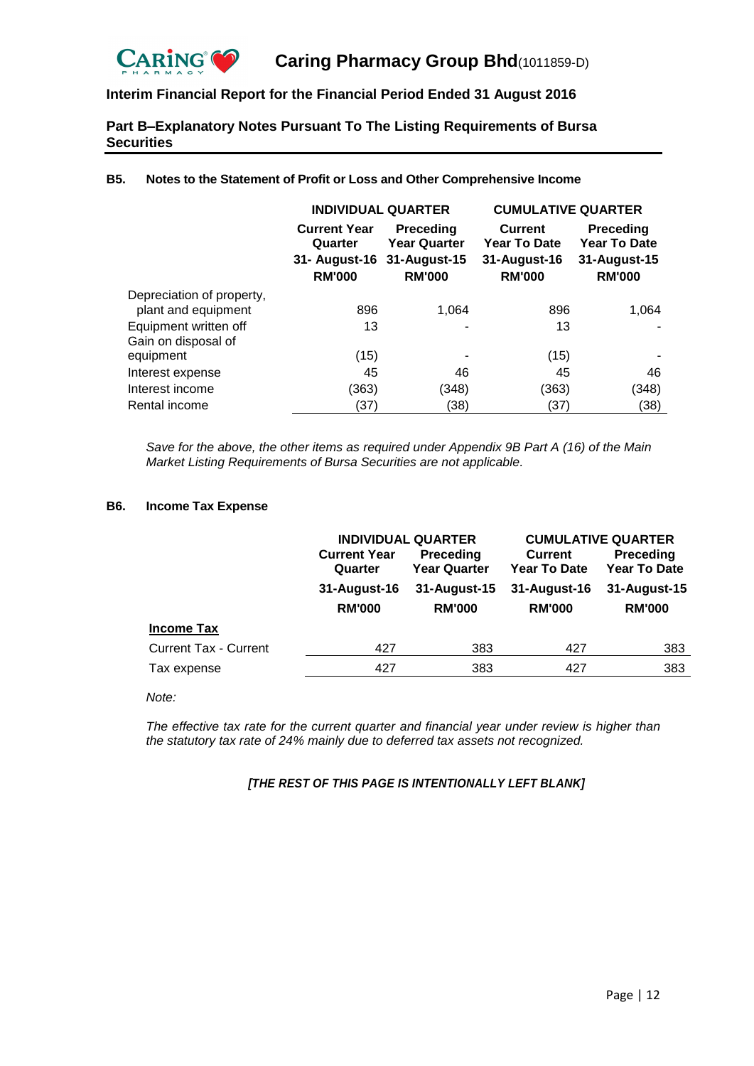## Part B–Explanatory Notes Pursuant To The Listing Requirements of Bursa Securities

### B5. Notes to the Statement of Profit or Loss and Other Comprehensive Income

| | INDIVIDUAL QUARTER | | CUMULATIVE QUARTER | |
|---|---|---|---|---|
| | Current Year Quarter 31- August-16 RM'000 | Preceding Year Quarter 31-August-15 RM'000 | Current Year To Date 31-August-16 RM'000 | Preceding Year To Date 31-August-15 RM'000 |
| Depreciation of property, plant and equipment | 896 | 1,064 | 896 | 1,064 |
| Equipment written off | 13 | - | 13 | - |
| Gain on disposal of equipment | (15) | - | (15) | - |
| Interest expense | 45 | 46 | 45 | 46 |
| Interest income | (363) | (348) | (363) | (348) |
| Rental income | (37) | (38) | (37) | (38) |

*Save for the above, the other items as required under Appendix 9B Part A (16) of the Main Market Listing Requirements of Bursa Securities are not applicable.*

### B6. Income Tax Expense

| | INDIVIDUAL QUARTER | | CUMULATIVE QUARTER | |
|---|---|---|---|---|
| | Current Year Quarter 31-August-16 RM'000 | Preceding Year Quarter 31-August-15 RM'000 | Current Year To Date 31-August-16 RM'000 | Preceding Year To Date 31-August-15 RM'000 |
| **Income Tax** | | | | |
| Current Tax - Current | 427 | 383 | 427 | 383 |
| Tax expense | 427 | 383 | 427 | 383 |

*Note:*

*The effective tax rate for the current quarter and financial year under review is higher than the statutory tax rate of 24% mainly due to deferred tax assets not recognized.*

*[THE REST OF THIS PAGE IS INTENTIONALLY LEFT BLANK]*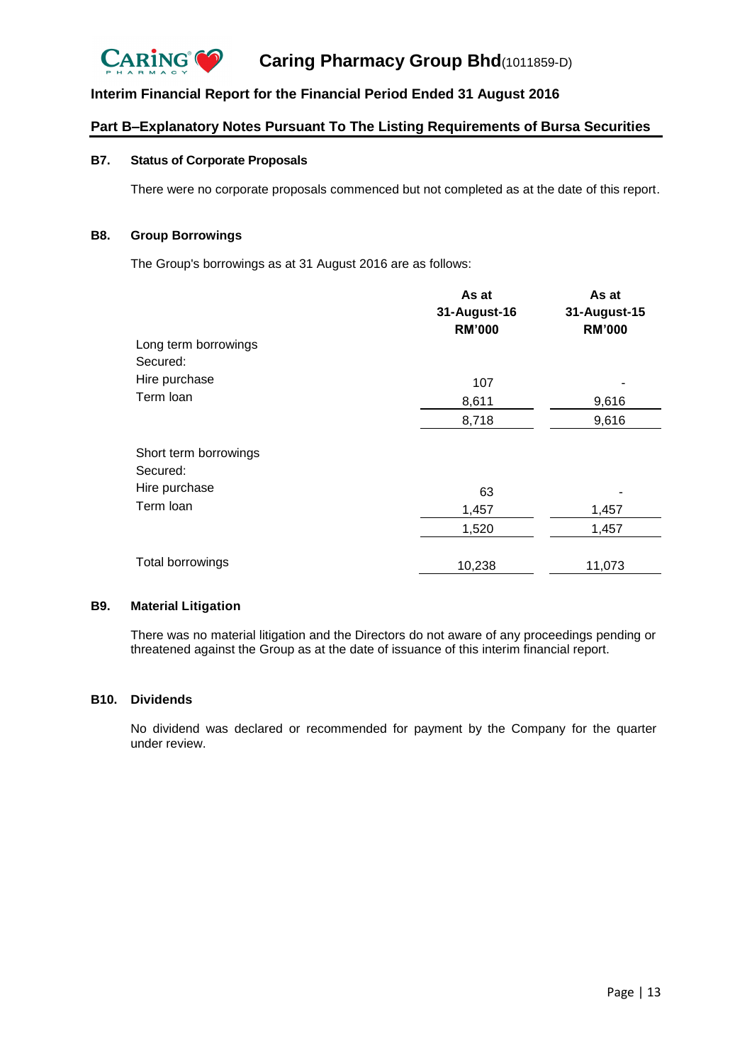## Part B–Explanatory Notes Pursuant To The Listing Requirements of Bursa Securities

### B7. Status of Corporate Proposals

There were no corporate proposals commenced but not completed as at the date of this report.

### B8. Group Borrowings

The Group's borrowings as at 31 August 2016 are as follows:

| | As at 31-August-16 RM'000 | As at 31-August-15 RM'000 |
|---|---|---|
| Long term borrowings | | |
| Secured: | | |
| Hire purchase | 107 | - |
| Term loan | 8,611 | 9,616 |
| | 8,718 | 9,616 |
| Short term borrowings | | |
| Secured: | | |
| Hire purchase | 63 | - |
| Term loan | 1,457 | 1,457 |
| | 1,520 | 1,457 |
| Total borrowings | 10,238 | 11,073 |

### B9. Material Litigation

There was no material litigation and the Directors do not aware of any proceedings pending or threatened against the Group as at the date of issuance of this interim financial report.

### B10. Dividends

No dividend was declared or recommended for payment by the Company for the quarter under review.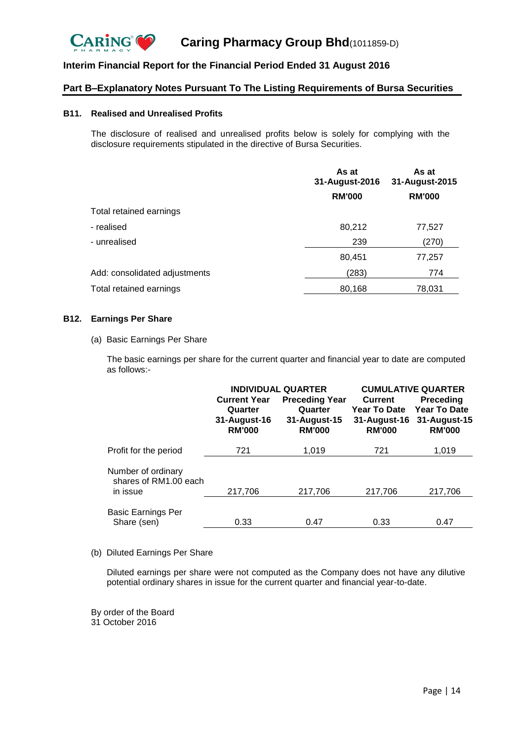## Part B–Explanatory Notes Pursuant To The Listing Requirements of Bursa Securities

### B11. Realised and Unrealised Profits

The disclosure of realised and unrealised profits below is solely for complying with the disclosure requirements stipulated in the directive of Bursa Securities.

| | As at 31-August-2016 RM'000 | As at 31-August-2015 RM'000 |
|---|---|---|
| Total retained earnings | | |
| - realised | 80,212 | 77,527 |
| - unrealised | 239 | (270) |
| | 80,451 | 77,257 |
| Add: consolidated adjustments | (283) | 774 |
| Total retained earnings | 80,168 | 78,031 |

### B12. Earnings Per Share

(a) Basic Earnings Per Share

The basic earnings per share for the current quarter and financial year to date are computed as follows:-

| | INDIVIDUAL QUARTER | | CUMULATIVE QUARTER | |
|---|---|---|---|---|
| | Current Year Quarter 31-August-16 RM'000 | Preceding Year Quarter 31-August-15 RM'000 | Current Year To Date 31-August-16 RM'000 | Preceding Year To Date 31-August-15 RM'000 |
| Profit for the period | 721 | 1,019 | 721 | 1,019 |
| Number of ordinary shares of RM1.00 each in issue | 217,706 | 217,706 | 217,706 | 217,706 |
| Basic Earnings Per Share (sen) | 0.33 | 0.47 | 0.33 | 0.47 |

(b) Diluted Earnings Per Share

Diluted earnings per share were not computed as the Company does not have any dilutive potential ordinary shares in issue for the current quarter and financial year-to-date.

By order of the Board
31 October 2016